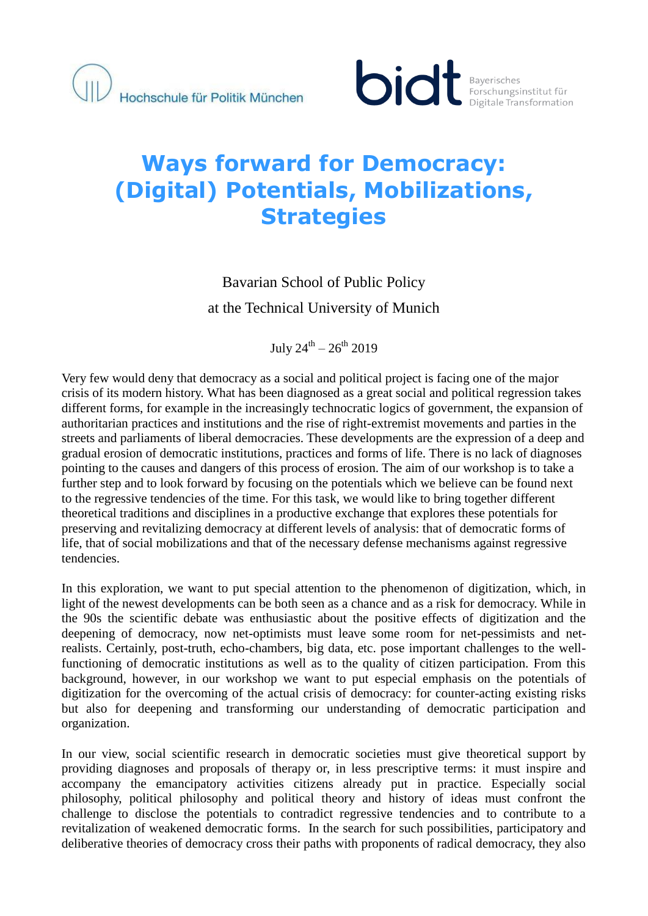Hochschule für Politik München

bidt Bayerisches Forschungsinstitut für Digitale Transformation

# Ways forward for Democracy: (Digital) Potentials, Mobilizations, Strategies

Bavarian School of Public Policy

at the Technical University of Munich

July 24th – 26th 2019

Very few would deny that democracy as a social and political project is facing one of the major crisis of its modern history. What has been diagnosed as a great social and political regression takes different forms, for example in the increasingly technocratic logics of government, the expansion of authoritarian practices and institutions and the rise of right-extremist movements and parties in the streets and parliaments of liberal democracies. These developments are the expression of a deep and gradual erosion of democratic institutions, practices and forms of life. There is no lack of diagnoses pointing to the causes and dangers of this process of erosion. The aim of our workshop is to take a further step and to look forward by focusing on the potentials which we believe can be found next to the regressive tendencies of the time. For this task, we would like to bring together different theoretical traditions and disciplines in a productive exchange that explores these potentials for preserving and revitalizing democracy at different levels of analysis: that of democratic forms of life, that of social mobilizations and that of the necessary defense mechanisms against regressive tendencies.

In this exploration, we want to put special attention to the phenomenon of digitization, which, in light of the newest developments can be both seen as a chance and as a risk for democracy. While in the 90s the scientific debate was enthusiastic about the positive effects of digitization and the deepening of democracy, now net-optimists must leave some room for net-pessimists and net-realists. Certainly, post-truth, echo-chambers, big data, etc. pose important challenges to the well-functioning of democratic institutions as well as to the quality of citizen participation. From this background, however, in our workshop we want to put especial emphasis on the potentials of digitization for the overcoming of the actual crisis of democracy: for counter-acting existing risks but also for deepening and transforming our understanding of democratic participation and organization.

In our view, social scientific research in democratic societies must give theoretical support by providing diagnoses and proposals of therapy or, in less prescriptive terms: it must inspire and accompany the emancipatory activities citizens already put in practice. Especially social philosophy, political philosophy and political theory and history of ideas must confront the challenge to disclose the potentials to contradict regressive tendencies and to contribute to a revitalization of weakened democratic forms. In the search for such possibilities, participatory and deliberative theories of democracy cross their paths with proponents of radical democracy, they also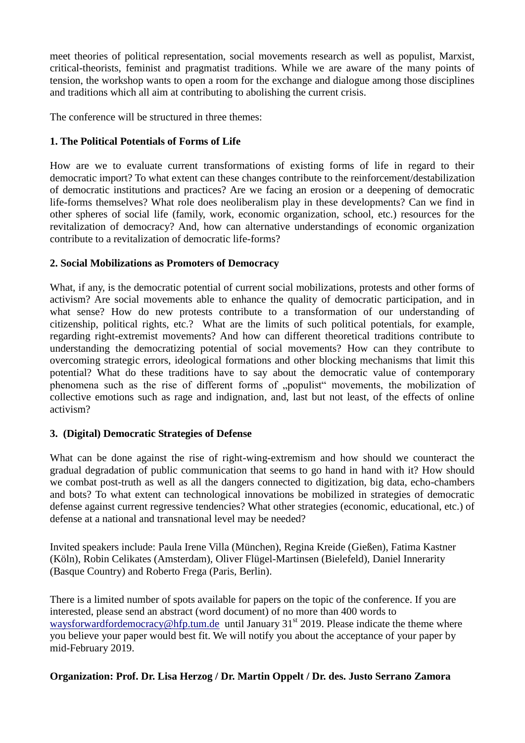meet theories of political representation, social movements research as well as populist, Marxist, critical-theorists, feminist and pragmatist traditions. While we are aware of the many points of tension, the workshop wants to open a room for the exchange and dialogue among those disciplines and traditions which all aim at contributing to abolishing the current crisis.

The conference will be structured in three themes:

**1. The Political Potentials of Forms of Life**

How are we to evaluate current transformations of existing forms of life in regard to their democratic import? To what extent can these changes contribute to the reinforcement/destabilization of democratic institutions and practices? Are we facing an erosion or a deepening of democratic life-forms themselves? What role does neoliberalism play in these developments? Can we find in other spheres of social life (family, work, economic organization, school, etc.) resources for the revitalization of democracy? And, how can alternative understandings of economic organization contribute to a revitalization of democratic life-forms?

**2. Social Mobilizations as Promoters of Democracy**

What, if any, is the democratic potential of current social mobilizations, protests and other forms of activism? Are social movements able to enhance the quality of democratic participation, and in what sense? How do new protests contribute to a transformation of our understanding of citizenship, political rights, etc.? What are the limits of such political potentials, for example, regarding right-extremist movements? And how can different theoretical traditions contribute to understanding the democratizing potential of social movements? How can they contribute to overcoming strategic errors, ideological formations and other blocking mechanisms that limit this potential? What do these traditions have to say about the democratic value of contemporary phenomena such as the rise of different forms of „populist" movements, the mobilization of collective emotions such as rage and indignation, and, last but not least, of the effects of online activism?

**3. (Digital) Democratic Strategies of Defense**

What can be done against the rise of right-wing-extremism and how should we counteract the gradual degradation of public communication that seems to go hand in hand with it? How should we combat post-truth as well as all the dangers connected to digitization, big data, echo-chambers and bots? To what extent can technological innovations be mobilized in strategies of democratic defense against current regressive tendencies? What other strategies (economic, educational, etc.) of defense at a national and transnational level may be needed?

Invited speakers include: Paula Irene Villa (München), Regina Kreide (Gießen), Fatima Kastner (Köln), Robin Celikates (Amsterdam), Oliver Flügel-Martinsen (Bielefeld), Daniel Innerarity (Basque Country) and Roberto Frega (Paris, Berlin).

There is a limited number of spots available for papers on the topic of the conference. If you are interested, please send an abstract (word document) of no more than 400 words to waysforwardfordemocracy@hfp.tum.de until January 31st 2019. Please indicate the theme where you believe your paper would best fit. We will notify you about the acceptance of your paper by mid-February 2019.

**Organization: Prof. Dr. Lisa Herzog / Dr. Martin Oppelt / Dr. des. Justo Serrano Zamora**